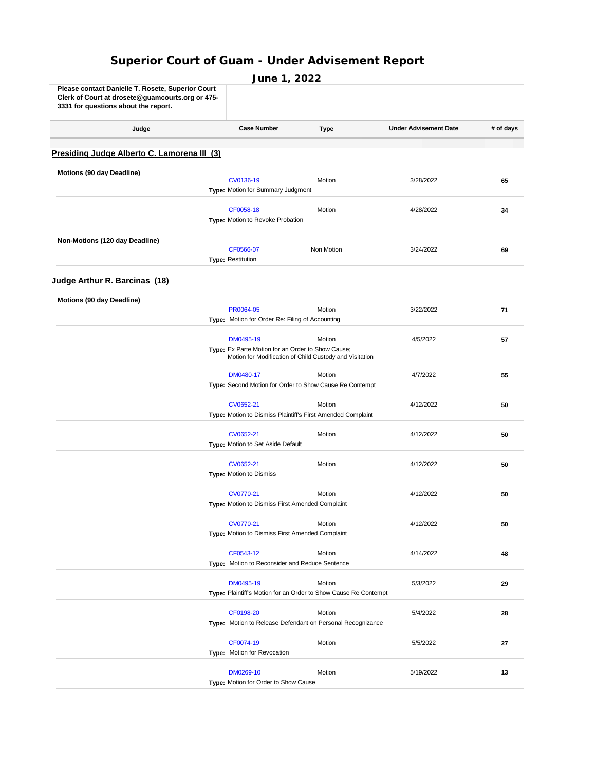# Superior Court of Guam - Under Advisement Report

**June 1, 2022**

**Please contact Danielle T. Rosete, Superior Court Clerk of Court at drosete@guamcourts.org or 475-3331 for questions about the report.**

| Judge | Case Number | Type | Under Advisement Date | # of days |
|---|---|---|---|---|

## Presiding Judge Alberto C. Lamorena III (3)

**Motions (90 day Deadline)**

| Case Number | Type | Under Advisement Date | # of days |
|---|---|---|---|
| CV0136-19<br>**Type:** Motion for Summary Judgment | Motion | 3/28/2022 | **65** |
| CF0058-18<br>**Type:** Motion to Revoke Probation | Motion | 4/28/2022 | **34** |

**Non-Motions (120 day Deadline)**

| Case Number | Type | Under Advisement Date | # of days |
|---|---|---|---|
| CF0566-07<br>**Type:** Restitution | Non Motion | 3/24/2022 | **69** |

## Judge Arthur R. Barcinas (18)

**Motions (90 day Deadline)**

| Case Number | Type | Under Advisement Date | # of days |
|---|---|---|---|
| PR0064-05<br>**Type:** Motion for Order Re: Filing of Accounting | Motion | 3/22/2022 | **71** |
| DM0495-19<br>**Type:** Ex Parte Motion for an Order to Show Cause; Motion for Modification of Child Custody and Visitation | Motion | 4/5/2022 | **57** |
| DM0480-17<br>**Type:** Second Motion for Order to Show Cause Re Contempt | Motion | 4/7/2022 | **55** |
| CV0652-21<br>**Type:** Motion to Dismiss Plaintiff's First Amended Complaint | Motion | 4/12/2022 | **50** |
| CV0652-21<br>**Type:** Motion to Set Aside Default | Motion | 4/12/2022 | **50** |
| CV0652-21<br>**Type:** Motion to Dismiss | Motion | 4/12/2022 | **50** |
| CV0770-21<br>**Type:** Motion to Dismiss First Amended Complaint | Motion | 4/12/2022 | **50** |
| CV0770-21<br>**Type:** Motion to Dismiss First Amended Complaint | Motion | 4/12/2022 | **50** |
| CF0543-12<br>**Type:** Motion to Reconsider and Reduce Sentence | Motion | 4/14/2022 | **48** |
| DM0495-19<br>**Type:** Plaintiff's Motion for an Order to Show Cause Re Contempt | Motion | 5/3/2022 | **29** |
| CF0198-20<br>**Type:** Motion to Release Defendant on Personal Recognizance | Motion | 5/4/2022 | **28** |
| CF0074-19<br>**Type:** Motion for Revocation | Motion | 5/5/2022 | **27** |
| DM0269-10<br>**Type:** Motion for Order to Show Cause | Motion | 5/19/2022 | **13** |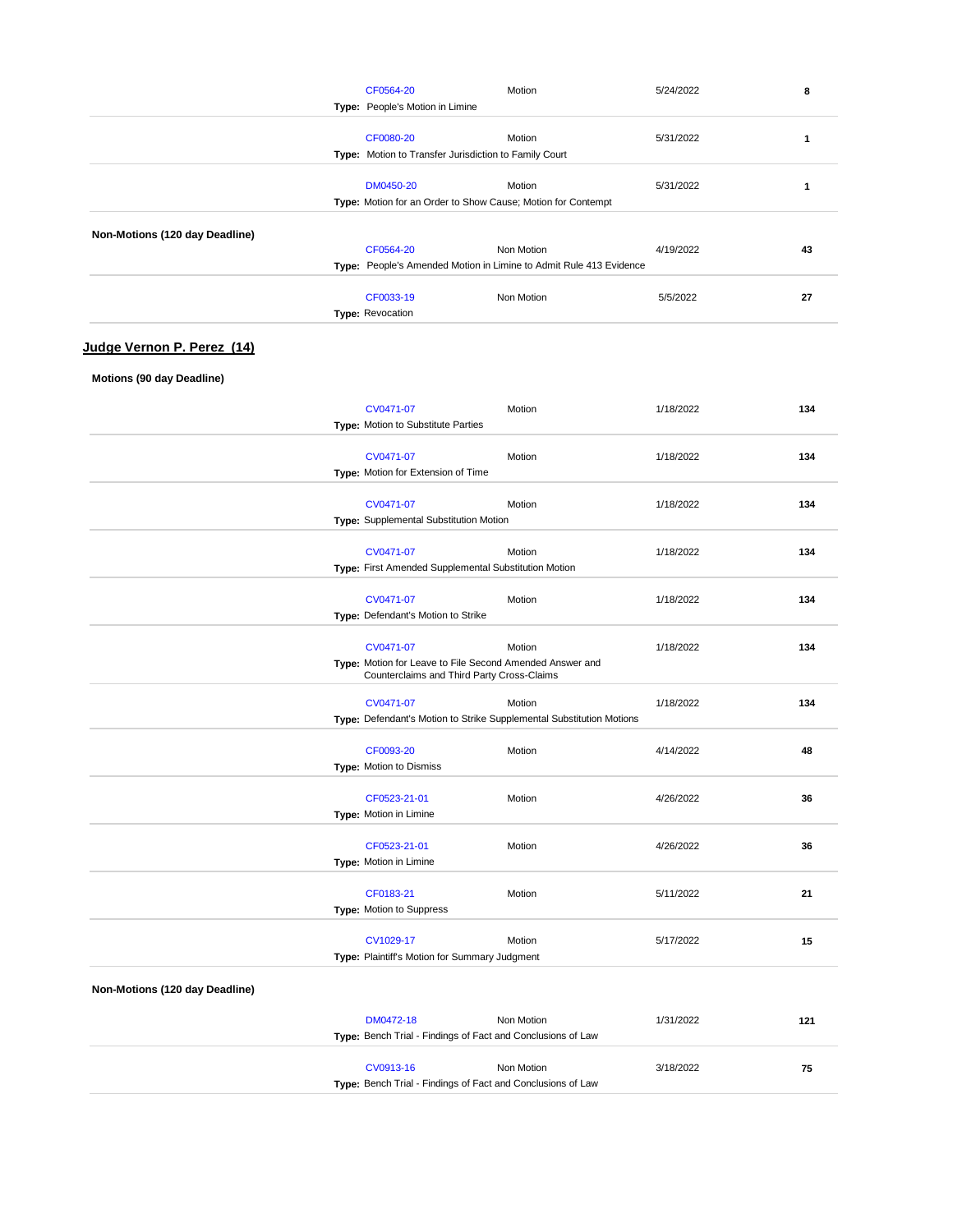| Case | Category | Date | Days |
|---|---|---|---|
| CF0564-20 | Motion | 5/24/2022 | **8** |
| **Type:** People's Motion in Limine | | | |
| CF0080-20 | Motion | 5/31/2022 | **1** |
| **Type:** Motion to Transfer Jurisdiction to Family Court | | | |
| DM0450-20 | Motion | 5/31/2022 | **1** |
| **Type:** Motion for an Order to Show Cause; Motion for Contempt | | | |

**Non-Motions (120 day Deadline)**

| Case | Category | Date | Days |
|---|---|---|---|
| CF0564-20 | Non Motion | 4/19/2022 | **43** |
| **Type:** People's Amended Motion in Limine to Admit Rule 413 Evidence | | | |
| CF0033-19 | Non Motion | 5/5/2022 | **27** |
| **Type:** Revocation | | | |

## Judge Vernon P. Perez (14)

**Motions (90 day Deadline)**

| Case | Category | Date | Days |
|---|---|---|---|
| CV0471-07 | Motion | 1/18/2022 | **134** |
| **Type:** Motion to Substitute Parties | | | |
| CV0471-07 | Motion | 1/18/2022 | **134** |
| **Type:** Motion for Extension of Time | | | |
| CV0471-07 | Motion | 1/18/2022 | **134** |
| **Type:** Supplemental Substitution Motion | | | |
| CV0471-07 | Motion | 1/18/2022 | **134** |
| **Type:** First Amended Supplemental Substitution Motion | | | |
| CV0471-07 | Motion | 1/18/2022 | **134** |
| **Type:** Defendant's Motion to Strike | | | |
| CV0471-07 | Motion | 1/18/2022 | **134** |
| **Type:** Motion for Leave to File Second Amended Answer and Counterclaims and Third Party Cross-Claims | | | |
| CV0471-07 | Motion | 1/18/2022 | **134** |
| **Type:** Defendant's Motion to Strike Supplemental Substitution Motions | | | |
| CF0093-20 | Motion | 4/14/2022 | **48** |
| **Type:** Motion to Dismiss | | | |
| CF0523-21-01 | Motion | 4/26/2022 | **36** |
| **Type:** Motion in Limine | | | |
| CF0523-21-01 | Motion | 4/26/2022 | **36** |
| **Type:** Motion in Limine | | | |
| CF0183-21 | Motion | 5/11/2022 | **21** |
| **Type:** Motion to Suppress | | | |
| CV1029-17 | Motion | 5/17/2022 | **15** |
| **Type:** Plaintiff's Motion for Summary Judgment | | | |

**Non-Motions (120 day Deadline)**

| Case | Category | Date | Days |
|---|---|---|---|
| DM0472-18 | Non Motion | 1/31/2022 | **121** |
| **Type:** Bench Trial - Findings of Fact and Conclusions of Law | | | |
| CV0913-16 | Non Motion | 3/18/2022 | **75** |
| **Type:** Bench Trial - Findings of Fact and Conclusions of Law | | | |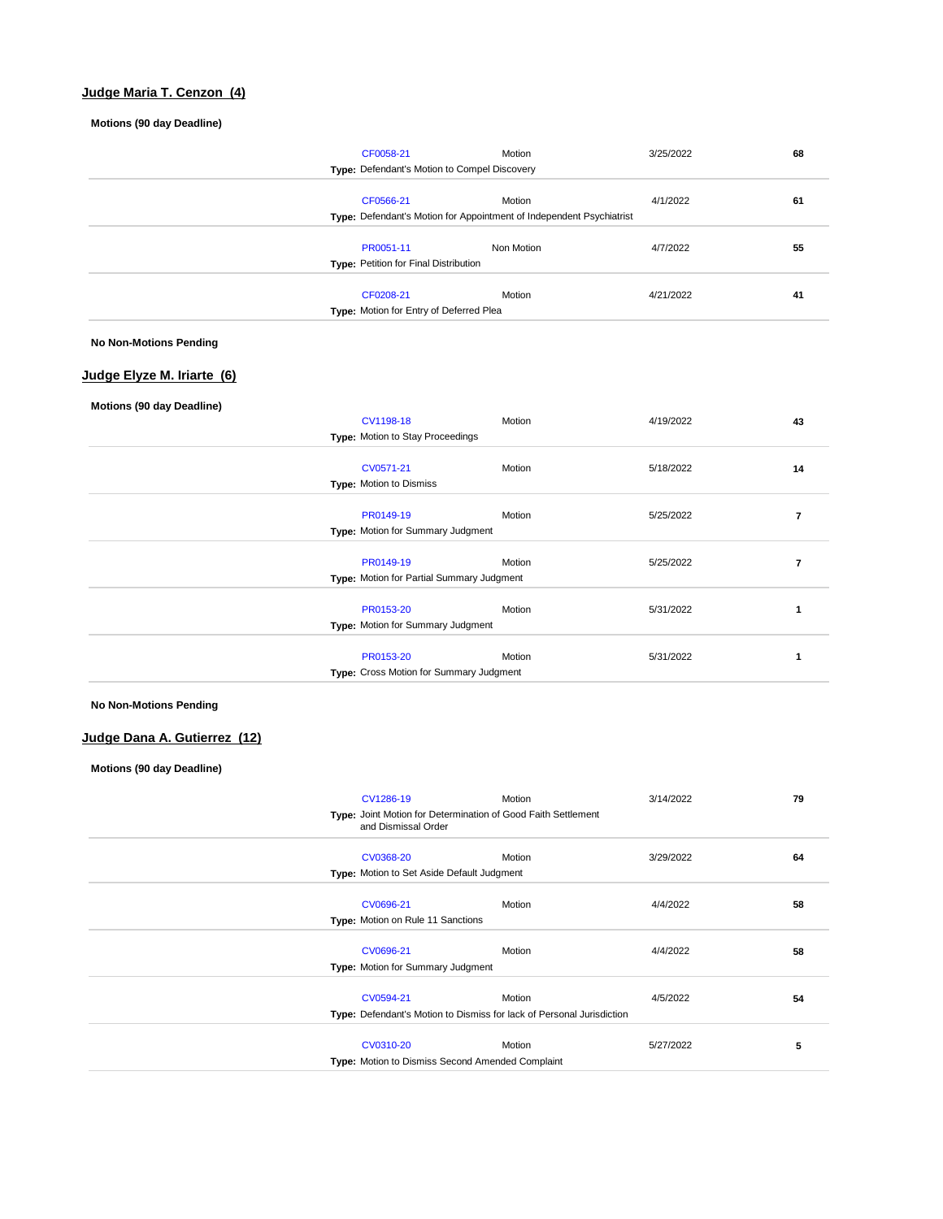## Judge Maria T. Cenzon (4)

**Motions (90 day Deadline)**

| Case | Category | Date | Days |
|---|---|---|---|
| CF0058-21<br>**Type:** Defendant's Motion to Compel Discovery | Motion | 3/25/2022 | **68** |
| CF0566-21<br>**Type:** Defendant's Motion for Appointment of Independent Psychiatrist | Motion | 4/1/2022 | **61** |
| PR0051-11<br>**Type:** Petition for Final Distribution | Non Motion | 4/7/2022 | **55** |
| CF0208-21<br>**Type:** Motion for Entry of Deferred Plea | Motion | 4/21/2022 | **41** |

**No Non-Motions Pending**

## Judge Elyze M. Iriarte (6)

**Motions (90 day Deadline)**

| Case | Category | Date | Days |
|---|---|---|---|
| CV1198-18<br>**Type:** Motion to Stay Proceedings | Motion | 4/19/2022 | **43** |
| CV0571-21<br>**Type:** Motion to Dismiss | Motion | 5/18/2022 | **14** |
| PR0149-19<br>**Type:** Motion for Summary Judgment | Motion | 5/25/2022 | **7** |
| PR0149-19<br>**Type:** Motion for Partial Summary Judgment | Motion | 5/25/2022 | **7** |
| PR0153-20<br>**Type:** Motion for Summary Judgment | Motion | 5/31/2022 | **1** |
| PR0153-20<br>**Type:** Cross Motion for Summary Judgment | Motion | 5/31/2022 | **1** |

**No Non-Motions Pending**

## Judge Dana A. Gutierrez (12)

**Motions (90 day Deadline)**

| Case | Category | Date | Days |
|---|---|---|---|
| CV1286-19<br>**Type:** Joint Motion for Determination of Good Faith Settlement and Dismissal Order | Motion | 3/14/2022 | **79** |
| CV0368-20<br>**Type:** Motion to Set Aside Default Judgment | Motion | 3/29/2022 | **64** |
| CV0696-21<br>**Type:** Motion on Rule 11 Sanctions | Motion | 4/4/2022 | **58** |
| CV0696-21<br>**Type:** Motion for Summary Judgment | Motion | 4/4/2022 | **58** |
| CV0594-21<br>**Type:** Defendant's Motion to Dismiss for lack of Personal Jurisdiction | Motion | 4/5/2022 | **54** |
| CV0310-20<br>**Type:** Motion to Dismiss Second Amended Complaint | Motion | 5/27/2022 | **5** |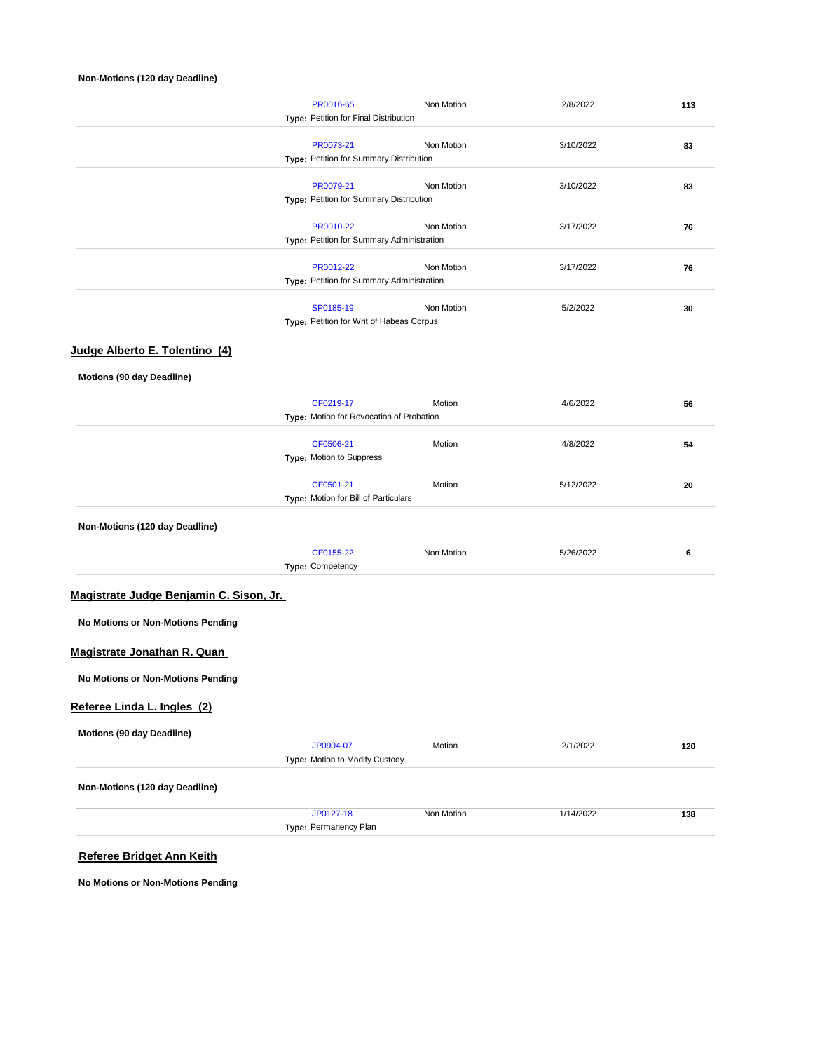**Non-Motions (120 day Deadline)**

| | | | | |
|---|---|---|---|---|
| | PR0016-65<br>**Type:** Petition for Final Distribution | Non Motion | 2/8/2022 | **113** |
| | PR0073-21<br>**Type:** Petition for Summary Distribution | Non Motion | 3/10/2022 | **83** |
| | PR0079-21<br>**Type:** Petition for Summary Distribution | Non Motion | 3/10/2022 | **83** |
| | PR0010-22<br>**Type:** Petition for Summary Administration | Non Motion | 3/17/2022 | **76** |
| | PR0012-22<br>**Type:** Petition for Summary Administration | Non Motion | 3/17/2022 | **76** |
| | SP0185-19<br>**Type:** Petition for Writ of Habeas Corpus | Non Motion | 5/2/2022 | **30** |

## Judge Alberto E. Tolentino (4)

**Motions (90 day Deadline)**

| | | | | |
|---|---|---|---|---|
| | CF0219-17<br>**Type:** Motion for Revocation of Probation | Motion | 4/6/2022 | **56** |
| | CF0506-21<br>**Type:** Motion to Suppress | Motion | 4/8/2022 | **54** |
| | CF0501-21<br>**Type:** Motion for Bill of Particulars | Motion | 5/12/2022 | **20** |

**Non-Motions (120 day Deadline)**

| | | | | |
|---|---|---|---|---|
| | CF0155-22<br>**Type:** Competency | Non Motion | 5/26/2022 | **6** |

## Magistrate Judge Benjamin C. Sison, Jr.

**No Motions or Non-Motions Pending**

## Magistrate Jonathan R. Quan

**No Motions or Non-Motions Pending**

## Referee Linda L. Ingles (2)

**Motions (90 day Deadline)**

| | | | | |
|---|---|---|---|---|
| | JP0904-07<br>**Type:** Motion to Modify Custody | Motion | 2/1/2022 | **120** |

**Non-Motions (120 day Deadline)**

| | | | | |
|---|---|---|---|---|
| | JP0127-18<br>**Type:** Permanency Plan | Non Motion | 1/14/2022 | **138** |

## Referee Bridget Ann Keith

**No Motions or Non-Motions Pending**